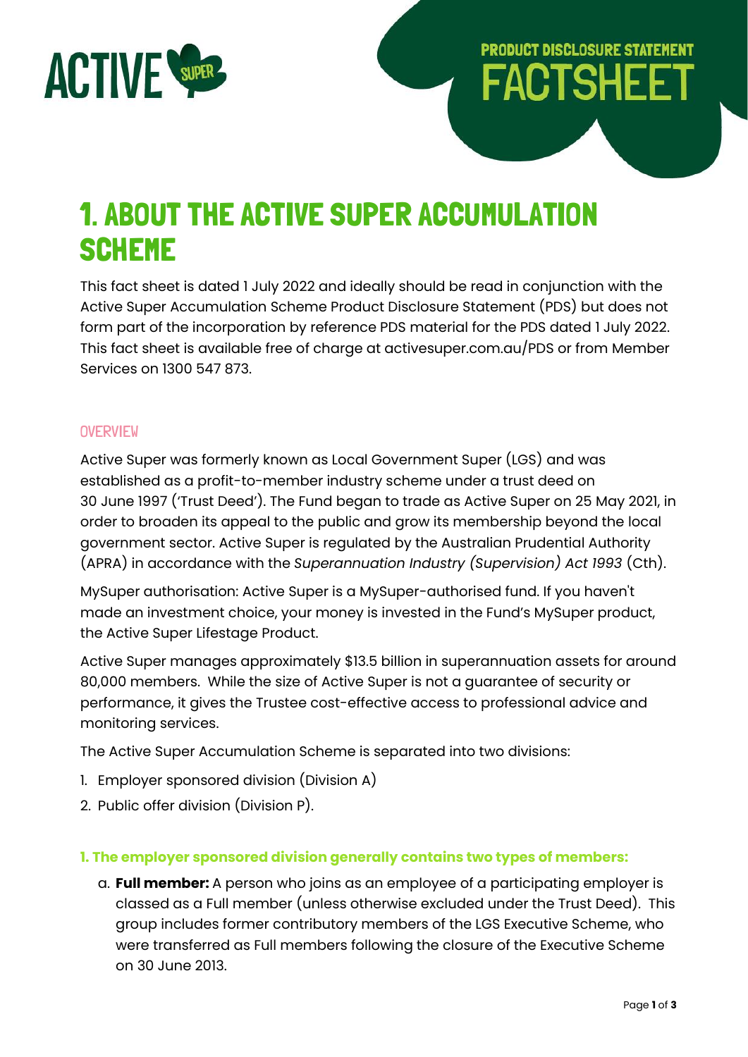ACTIVE SUPER

PRODUCT DISCLOSURE STATEMENT
FACTSHEET

# 1. ABOUT THE ACTIVE SUPER ACCUMULATION SCHEME

This fact sheet is dated 1 July 2022 and ideally should be read in conjunction with the Active Super Accumulation Scheme Product Disclosure Statement (PDS) but does not form part of the incorporation by reference PDS material for the PDS dated 1 July 2022. This fact sheet is available free of charge at activesuper.com.au/PDS or from Member Services on 1300 547 873.

## OVERVIEW

Active Super was formerly known as Local Government Super (LGS) and was established as a profit-to-member industry scheme under a trust deed on 30 June 1997 ('Trust Deed'). The Fund began to trade as Active Super on 25 May 2021, in order to broaden its appeal to the public and grow its membership beyond the local government sector. Active Super is regulated by the Australian Prudential Authority (APRA) in accordance with the *Superannuation Industry (Supervision) Act 1993* (Cth).

MySuper authorisation: Active Super is a MySuper-authorised fund. If you haven't made an investment choice, your money is invested in the Fund's MySuper product, the Active Super Lifestage Product.

Active Super manages approximately $13.5 billion in superannuation assets for around 80,000 members. While the size of Active Super is not a guarantee of security or performance, it gives the Trustee cost-effective access to professional advice and monitoring services.

The Active Super Accumulation Scheme is separated into two divisions:

1. Employer sponsored division (Division A)
2. Public offer division (Division P).

### 1. The employer sponsored division generally contains two types of members:

a. **Full member:** A person who joins as an employee of a participating employer is classed as a Full member (unless otherwise excluded under the Trust Deed). This group includes former contributory members of the LGS Executive Scheme, who were transferred as Full members following the closure of the Executive Scheme on 30 June 2013.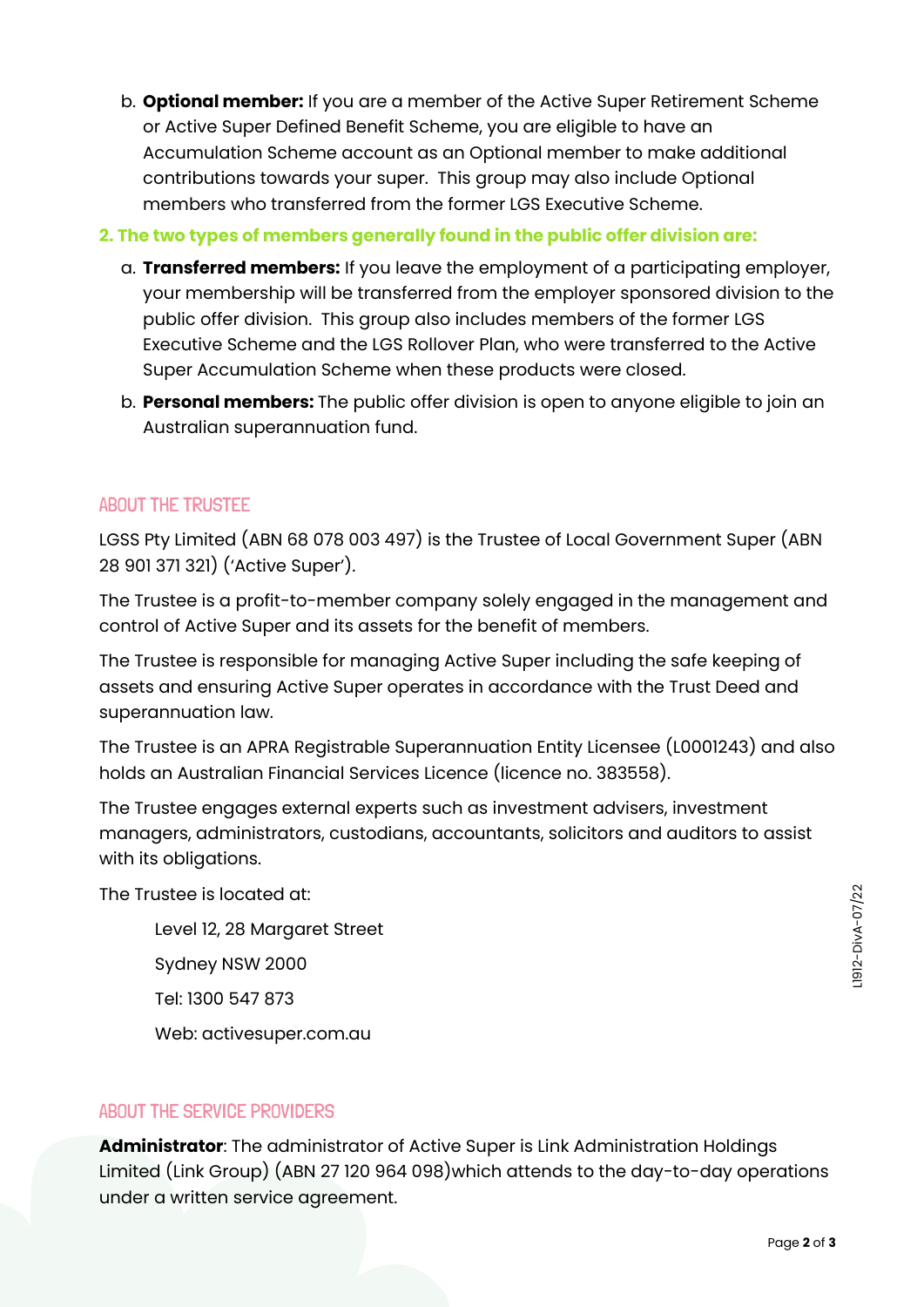b. **Optional member:** If you are a member of the Active Super Retirement Scheme or Active Super Defined Benefit Scheme, you are eligible to have an Accumulation Scheme account as an Optional member to make additional contributions towards your super. This group may also include Optional members who transferred from the former LGS Executive Scheme.

**2. The two types of members generally found in the public offer division are:**

a. **Transferred members:** If you leave the employment of a participating employer, your membership will be transferred from the employer sponsored division to the public offer division. This group also includes members of the former LGS Executive Scheme and the LGS Rollover Plan, who were transferred to the Active Super Accumulation Scheme when these products were closed.

b. **Personal members:** The public offer division is open to anyone eligible to join an Australian superannuation fund.

## ABOUT THE TRUSTEE

LGSS Pty Limited (ABN 68 078 003 497) is the Trustee of Local Government Super (ABN 28 901 371 321) ('Active Super').

The Trustee is a profit-to-member company solely engaged in the management and control of Active Super and its assets for the benefit of members.

The Trustee is responsible for managing Active Super including the safe keeping of assets and ensuring Active Super operates in accordance with the Trust Deed and superannuation law.

The Trustee is an APRA Registrable Superannuation Entity Licensee (L0001243) and also holds an Australian Financial Services Licence (licence no. 383558).

The Trustee engages external experts such as investment advisers, investment managers, administrators, custodians, accountants, solicitors and auditors to assist with its obligations.

The Trustee is located at:

Level 12, 28 Margaret Street

Sydney NSW 2000

Tel: 1300 547 873

Web: activesuper.com.au

## ABOUT THE SERVICE PROVIDERS

**Administrator**: The administrator of Active Super is Link Administration Holdings Limited (Link Group) (ABN 27 120 964 098)which attends to the day-to-day operations under a written service agreement.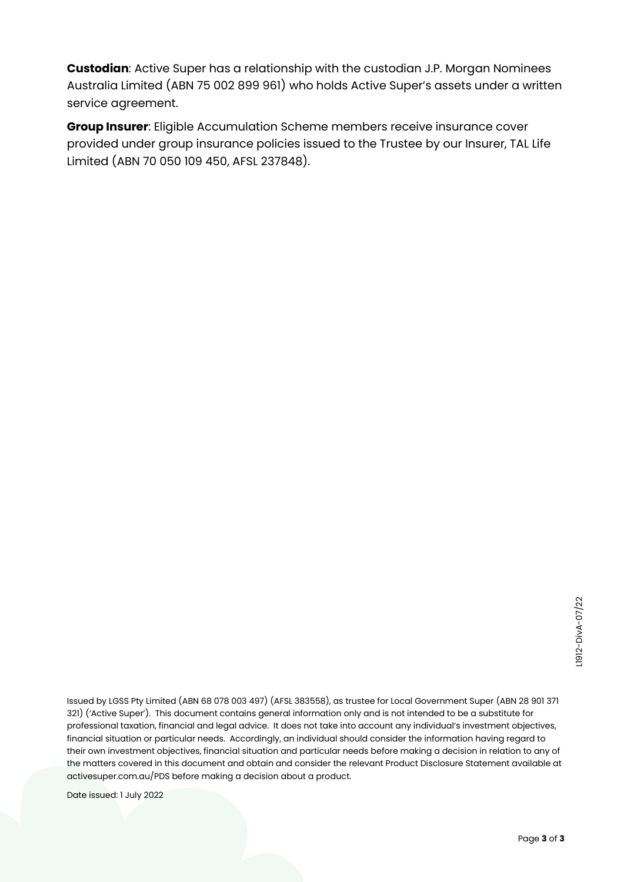**Custodian**: Active Super has a relationship with the custodian J.P. Morgan Nominees Australia Limited (ABN 75 002 899 961) who holds Active Super's assets under a written service agreement.

**Group Insurer**: Eligible Accumulation Scheme members receive insurance cover provided under group insurance policies issued to the Trustee by our Insurer, TAL Life Limited (ABN 70 050 109 450, AFSL 237848).

L1912-DivA-07/22

Issued by LGSS Pty Limited (ABN 68 078 003 497) (AFSL 383558), as trustee for Local Government Super (ABN 28 901 371 321) ('Active Super'). This document contains general information only and is not intended to be a substitute for professional taxation, financial and legal advice. It does not take into account any individual's investment objectives, financial situation or particular needs. Accordingly, an individual should consider the information having regard to their own investment objectives, financial situation and particular needs before making a decision in relation to any of the matters covered in this document and obtain and consider the relevant Product Disclosure Statement available at activesuper.com.au/PDS before making a decision about a product.

Date issued: 1 July 2022